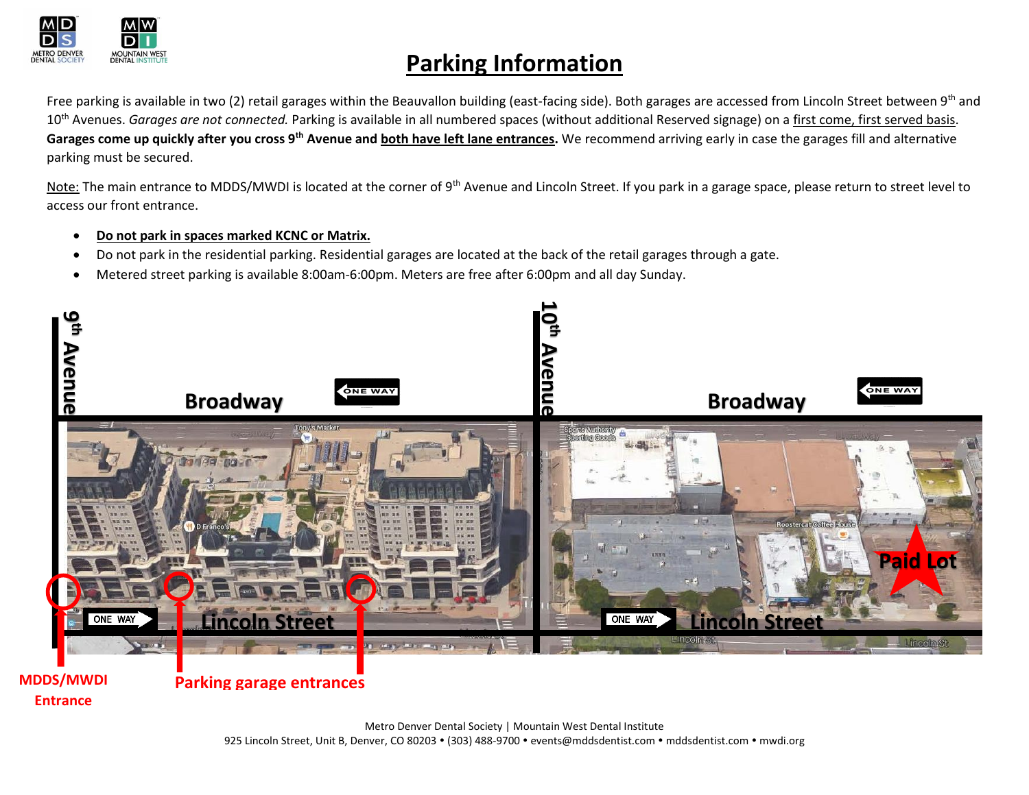# Parking Information

Free parking is available in two (2) retail garages within the Beauvallon building (east-facing side). Both garages are accessed from Lincoln Street between 9th and 10th Avenues. *Garages are not connected.* Parking is available in all numbered spaces (without additional Reserved signage) on a first come, first served basis. **Garages come up quickly after you cross 9th Avenue and both have left lane entrances.** We recommend arriving early in case the garages fill and alternative parking must be secured.

Note: The main entrance to MDDS/MWDI is located at the corner of 9th Avenue and Lincoln Street. If you park in a garage space, please return to street level to access our front entrance.

- **Do not park in spaces marked KCNC or Matrix.**
- Do not park in the residential parking. Residential garages are located at the back of the retail garages through a gate.
- Metered street parking is available 8:00am-6:00pm. Meters are free after 6:00pm and all day Sunday.

9th Avenue

Broadway

ONE WAY

10th Avenue

Broadway

ONE WAY

ONE WAY

Lincoln Street

ONE WAY

Lincoln Street

Paid Lot

MDDS/MWDI Entrance

Parking garage entrances

Metro Denver Dental Society | Mountain West Dental Institute

925 Lincoln Street, Unit B, Denver, CO 80203 • (303) 488-9700 • events@mddsdentist.com • mddsdentist.com • mwdi.org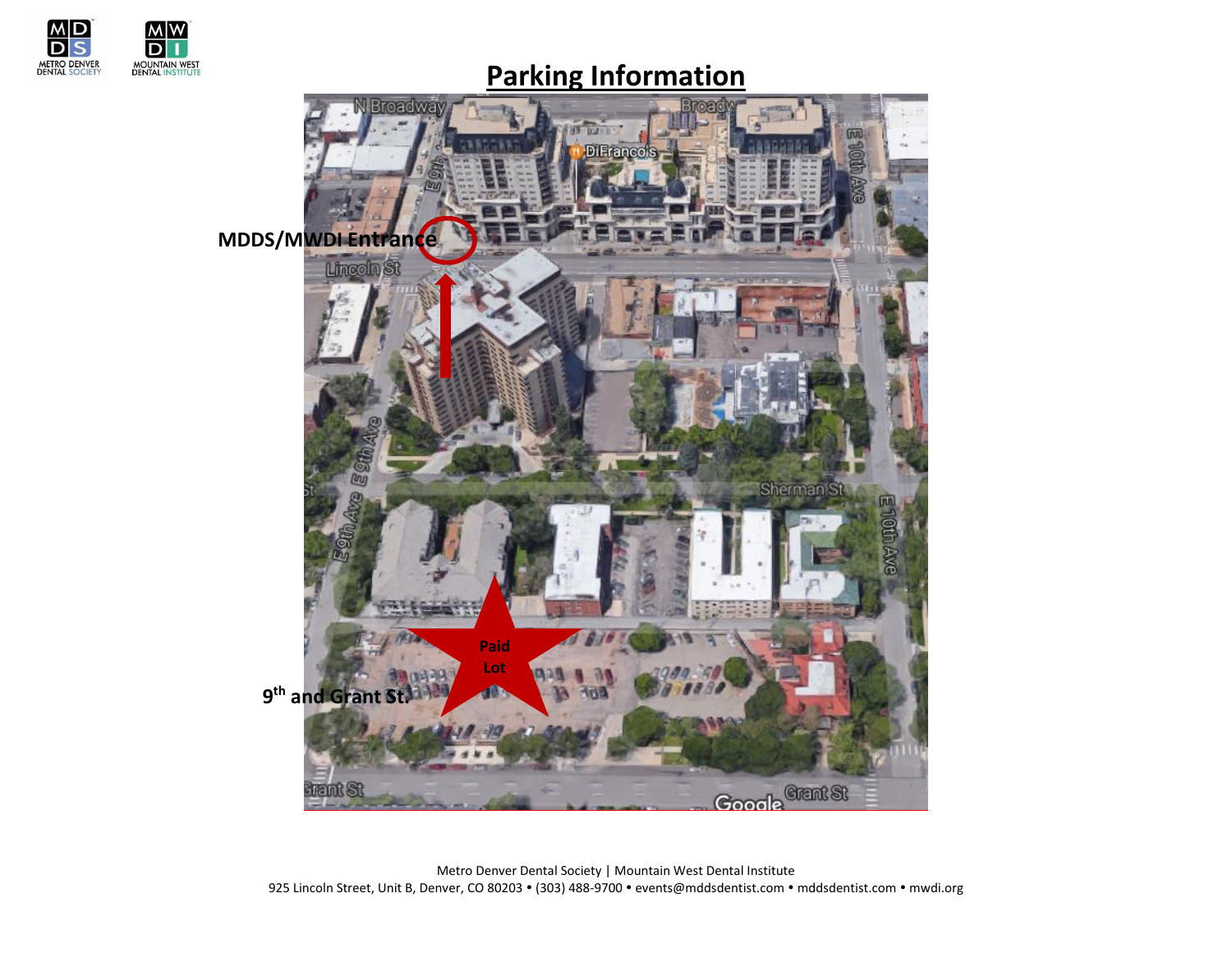# Parking Information

MDDS/MWDI Entrance

Paid Lot

9th and Grant St.

Metro Denver Dental Society | Mountain West Dental Institute
925 Lincoln Street, Unit B, Denver, CO 80203 • (303) 488-9700 • events@mddsdentist.com • mddsdentist.com • mwdi.org